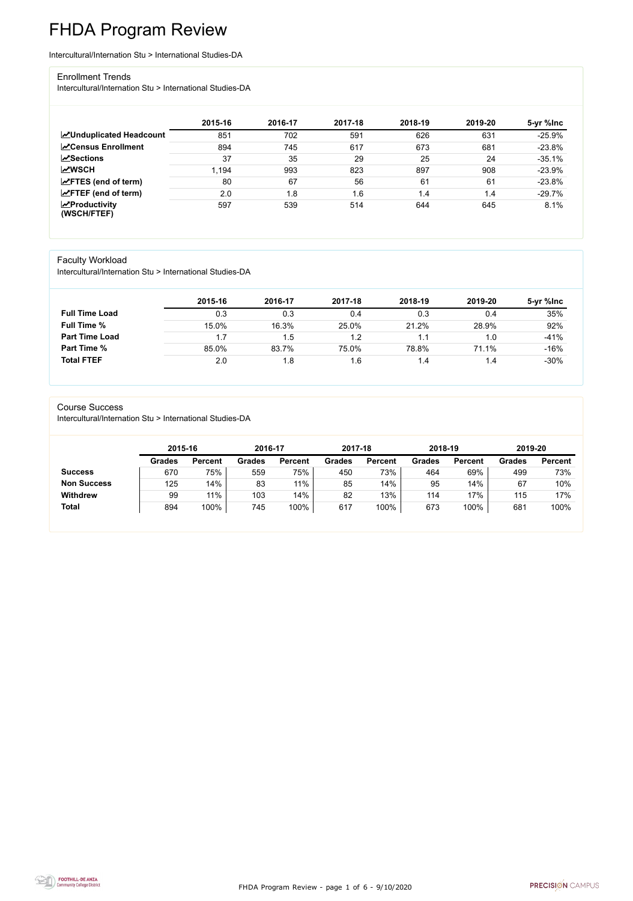# FHDA Program Review

Intercultural/Internation Stu > International Studies-DA

## Enrollment Trends

Intercultural/Internation Stu > International Studies-DA

| | 2015-16 | 2016-17 | 2017-18 | 2018-19 | 2019-20 | 5-yr %Inc |
|---|---|---|---|---|---|---|
| **Unduplicated Headcount** | 851 | 702 | 591 | 626 | 631 | -25.9% |
| **Census Enrollment** | 894 | 745 | 617 | 673 | 681 | -23.8% |
| **Sections** | 37 | 35 | 29 | 25 | 24 | -35.1% |
| **WSCH** | 1,194 | 993 | 823 | 897 | 908 | -23.9% |
| **FTES (end of term)** | 80 | 67 | 56 | 61 | 61 | -23.8% |
| **FTEF (end of term)** | 2.0 | 1.8 | 1.6 | 1.4 | 1.4 | -29.7% |
| **Productivity (WSCH/FTEF)** | 597 | 539 | 514 | 644 | 645 | 8.1% |

## Faculty Workload

Intercultural/Internation Stu > International Studies-DA

| | 2015-16 | 2016-17 | 2017-18 | 2018-19 | 2019-20 | 5-yr %Inc |
|---|---|---|---|---|---|---|
| **Full Time Load** | 0.3 | 0.3 | 0.4 | 0.3 | 0.4 | 35% |
| **Full Time %** | 15.0% | 16.3% | 25.0% | 21.2% | 28.9% | 92% |
| **Part Time Load** | 1.7 | 1.5 | 1.2 | 1.1 | 1.0 | -41% |
| **Part Time %** | 85.0% | 83.7% | 75.0% | 78.8% | 71.1% | -16% |
| **Total FTEF** | 2.0 | 1.8 | 1.6 | 1.4 | 1.4 | -30% |

## Course Success

Intercultural/Internation Stu > International Studies-DA

| | 2015-16 | | 2016-17 | | 2017-18 | | 2018-19 | | 2019-20 | |
|---|---|---|---|---|---|---|---|---|---|---|
| | Grades | Percent | Grades | Percent | Grades | Percent | Grades | Percent | Grades | Percent |
| **Success** | 670 | 75% | 559 | 75% | 450 | 73% | 464 | 69% | 499 | 73% |
| **Non Success** | 125 | 14% | 83 | 11% | 85 | 14% | 95 | 14% | 67 | 10% |
| **Withdrew** | 99 | 11% | 103 | 14% | 82 | 13% | 114 | 17% | 115 | 17% |
| **Total** | 894 | 100% | 745 | 100% | 617 | 100% | 673 | 100% | 681 | 100% |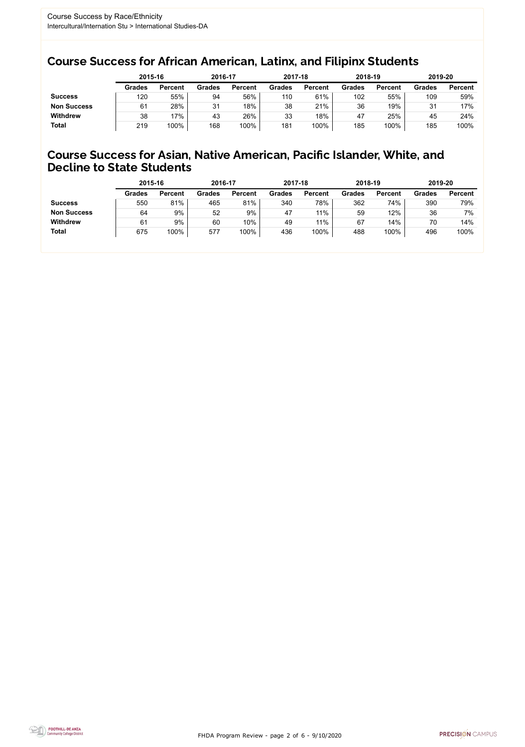Course Success by Race/Ethnicity
Intercultural/Internation Stu > International Studies-DA

## Course Success for African American, Latinx, and Filipinx Students

| | 2015-16 | | 2016-17 | | 2017-18 | | 2018-19 | | 2019-20 | |
|---|---|---|---|---|---|---|---|---|---|---|
| | Grades | Percent | Grades | Percent | Grades | Percent | Grades | Percent | Grades | Percent |
| **Success** | 120 | 55% | 94 | 56% | 110 | 61% | 102 | 55% | 109 | 59% |
| **Non Success** | 61 | 28% | 31 | 18% | 38 | 21% | 36 | 19% | 31 | 17% |
| **Withdrew** | 38 | 17% | 43 | 26% | 33 | 18% | 47 | 25% | 45 | 24% |
| **Total** | 219 | 100% | 168 | 100% | 181 | 100% | 185 | 100% | 185 | 100% |

## Course Success for Asian, Native American, Pacific Islander, White, and Decline to State Students

| | 2015-16 | | 2016-17 | | 2017-18 | | 2018-19 | | 2019-20 | |
|---|---|---|---|---|---|---|---|---|---|---|
| | Grades | Percent | Grades | Percent | Grades | Percent | Grades | Percent | Grades | Percent |
| **Success** | 550 | 81% | 465 | 81% | 340 | 78% | 362 | 74% | 390 | 79% |
| **Non Success** | 64 | 9% | 52 | 9% | 47 | 11% | 59 | 12% | 36 | 7% |
| **Withdrew** | 61 | 9% | 60 | 10% | 49 | 11% | 67 | 14% | 70 | 14% |
| **Total** | 675 | 100% | 577 | 100% | 436 | 100% | 488 | 100% | 496 | 100% |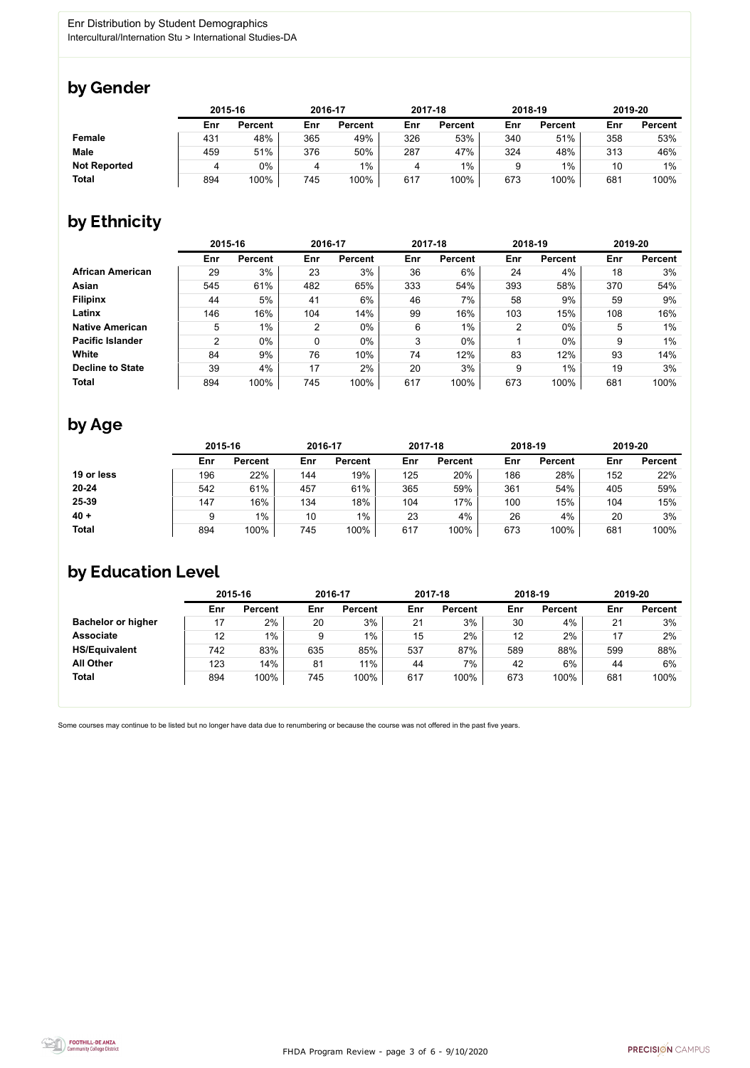Enr Distribution by Student Demographics

Intercultural/Internation Stu > International Studies-DA

## by Gender

| | 2015-16 | | 2016-17 | | 2017-18 | | 2018-19 | | 2019-20 | |
|---|---|---|---|---|---|---|---|---|---|---|
| | Enr | Percent | Enr | Percent | Enr | Percent | Enr | Percent | Enr | Percent |
| **Female** | 431 | 48% | 365 | 49% | 326 | 53% | 340 | 51% | 358 | 53% |
| **Male** | 459 | 51% | 376 | 50% | 287 | 47% | 324 | 48% | 313 | 46% |
| **Not Reported** | 4 | 0% | 4 | 1% | 4 | 1% | 9 | 1% | 10 | 1% |
| **Total** | 894 | 100% | 745 | 100% | 617 | 100% | 673 | 100% | 681 | 100% |

## by Ethnicity

| | 2015-16 | | 2016-17 | | 2017-18 | | 2018-19 | | 2019-20 | |
|---|---|---|---|---|---|---|---|---|---|---|
| | Enr | Percent | Enr | Percent | Enr | Percent | Enr | Percent | Enr | Percent |
| **African American** | 29 | 3% | 23 | 3% | 36 | 6% | 24 | 4% | 18 | 3% |
| **Asian** | 545 | 61% | 482 | 65% | 333 | 54% | 393 | 58% | 370 | 54% |
| **Filipinx** | 44 | 5% | 41 | 6% | 46 | 7% | 58 | 9% | 59 | 9% |
| **Latinx** | 146 | 16% | 104 | 14% | 99 | 16% | 103 | 15% | 108 | 16% |
| **Native American** | 5 | 1% | 2 | 0% | 6 | 1% | 2 | 0% | 5 | 1% |
| **Pacific Islander** | 2 | 0% | 0 | 0% | 3 | 0% | 1 | 0% | 9 | 1% |
| **White** | 84 | 9% | 76 | 10% | 74 | 12% | 83 | 12% | 93 | 14% |
| **Decline to State** | 39 | 4% | 17 | 2% | 20 | 3% | 9 | 1% | 19 | 3% |
| **Total** | 894 | 100% | 745 | 100% | 617 | 100% | 673 | 100% | 681 | 100% |

## by Age

| | 2015-16 | | 2016-17 | | 2017-18 | | 2018-19 | | 2019-20 | |
|---|---|---|---|---|---|---|---|---|---|---|
| | Enr | Percent | Enr | Percent | Enr | Percent | Enr | Percent | Enr | Percent |
| **19 or less** | 196 | 22% | 144 | 19% | 125 | 20% | 186 | 28% | 152 | 22% |
| **20-24** | 542 | 61% | 457 | 61% | 365 | 59% | 361 | 54% | 405 | 59% |
| **25-39** | 147 | 16% | 134 | 18% | 104 | 17% | 100 | 15% | 104 | 15% |
| **40 +** | 9 | 1% | 10 | 1% | 23 | 4% | 26 | 4% | 20 | 3% |
| **Total** | 894 | 100% | 745 | 100% | 617 | 100% | 673 | 100% | 681 | 100% |

## by Education Level

| | 2015-16 | | 2016-17 | | 2017-18 | | 2018-19 | | 2019-20 | |
|---|---|---|---|---|---|---|---|---|---|---|
| | Enr | Percent | Enr | Percent | Enr | Percent | Enr | Percent | Enr | Percent |
| **Bachelor or higher** | 17 | 2% | 20 | 3% | 21 | 3% | 30 | 4% | 21 | 3% |
| **Associate** | 12 | 1% | 9 | 1% | 15 | 2% | 12 | 2% | 17 | 2% |
| **HS/Equivalent** | 742 | 83% | 635 | 85% | 537 | 87% | 589 | 88% | 599 | 88% |
| **All Other** | 123 | 14% | 81 | 11% | 44 | 7% | 42 | 6% | 44 | 6% |
| **Total** | 894 | 100% | 745 | 100% | 617 | 100% | 673 | 100% | 681 | 100% |

Some courses may continue to be listed but no longer have data due to renumbering or because the course was not offered in the past five years.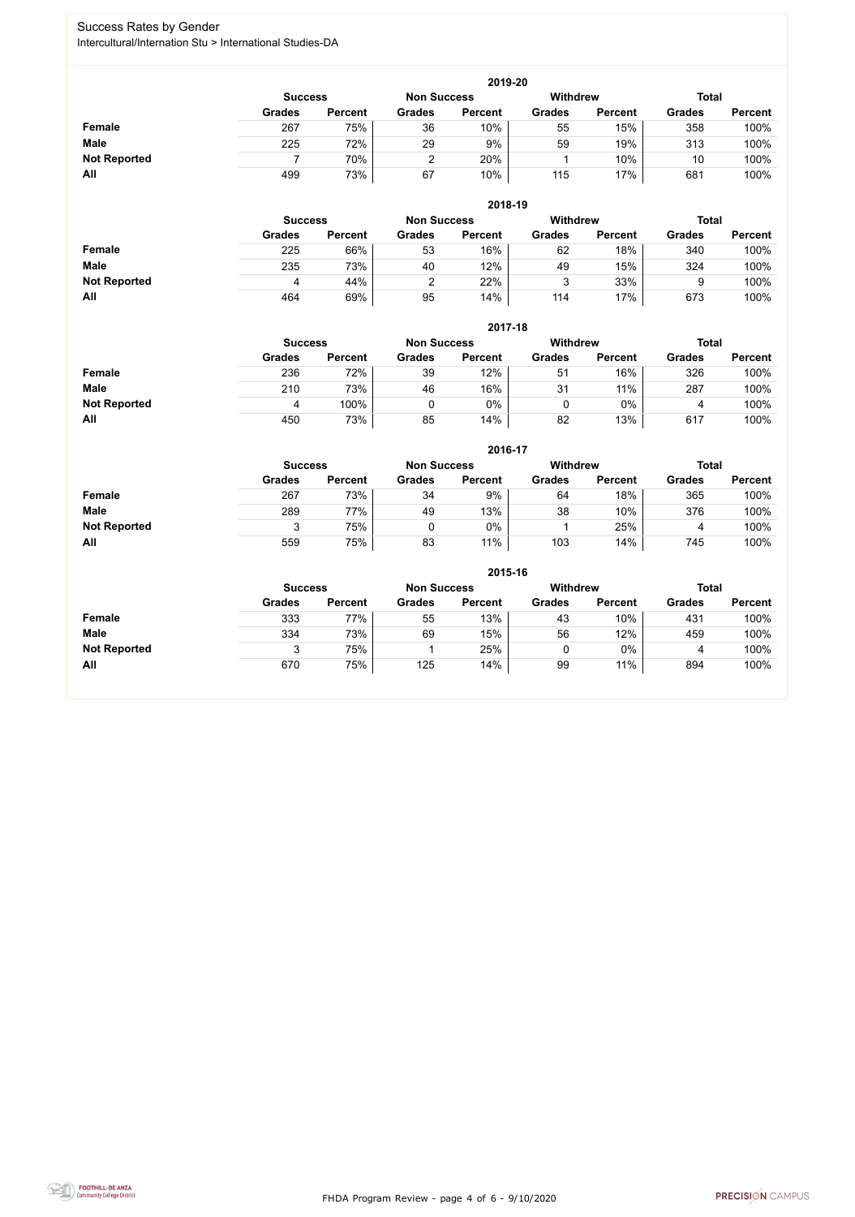# Success Rates by Gender

Intercultural/Internation Stu > International Studies-DA

## 2019-20

| | Success | | Non Success | | Withdrew | | Total | |
|---|---|---|---|---|---|---|---|---|
| | Grades | Percent | Grades | Percent | Grades | Percent | Grades | Percent |
| **Female** | 267 | 75% | 36 | 10% | 55 | 15% | 358 | 100% |
| **Male** | 225 | 72% | 29 | 9% | 59 | 19% | 313 | 100% |
| **Not Reported** | 7 | 70% | 2 | 20% | 1 | 10% | 10 | 100% |
| **All** | 499 | 73% | 67 | 10% | 115 | 17% | 681 | 100% |

## 2018-19

| | Success | | Non Success | | Withdrew | | Total | |
|---|---|---|---|---|---|---|---|---|
| | Grades | Percent | Grades | Percent | Grades | Percent | Grades | Percent |
| **Female** | 225 | 66% | 53 | 16% | 62 | 18% | 340 | 100% |
| **Male** | 235 | 73% | 40 | 12% | 49 | 15% | 324 | 100% |
| **Not Reported** | 4 | 44% | 2 | 22% | 3 | 33% | 9 | 100% |
| **All** | 464 | 69% | 95 | 14% | 114 | 17% | 673 | 100% |

## 2017-18

| | Success | | Non Success | | Withdrew | | Total | |
|---|---|---|---|---|---|---|---|---|
| | Grades | Percent | Grades | Percent | Grades | Percent | Grades | Percent |
| **Female** | 236 | 72% | 39 | 12% | 51 | 16% | 326 | 100% |
| **Male** | 210 | 73% | 46 | 16% | 31 | 11% | 287 | 100% |
| **Not Reported** | 4 | 100% | 0 | 0% | 0 | 0% | 4 | 100% |
| **All** | 450 | 73% | 85 | 14% | 82 | 13% | 617 | 100% |

## 2016-17

| | Success | | Non Success | | Withdrew | | Total | |
|---|---|---|---|---|---|---|---|---|
| | Grades | Percent | Grades | Percent | Grades | Percent | Grades | Percent |
| **Female** | 267 | 73% | 34 | 9% | 64 | 18% | 365 | 100% |
| **Male** | 289 | 77% | 49 | 13% | 38 | 10% | 376 | 100% |
| **Not Reported** | 3 | 75% | 0 | 0% | 1 | 25% | 4 | 100% |
| **All** | 559 | 75% | 83 | 11% | 103 | 14% | 745 | 100% |

## 2015-16

| | Success | | Non Success | | Withdrew | | Total | |
|---|---|---|---|---|---|---|---|---|
| | Grades | Percent | Grades | Percent | Grades | Percent | Grades | Percent |
| **Female** | 333 | 77% | 55 | 13% | 43 | 10% | 431 | 100% |
| **Male** | 334 | 73% | 69 | 15% | 56 | 12% | 459 | 100% |
| **Not Reported** | 3 | 75% | 1 | 25% | 0 | 0% | 4 | 100% |
| **All** | 670 | 75% | 125 | 14% | 99 | 11% | 894 | 100% |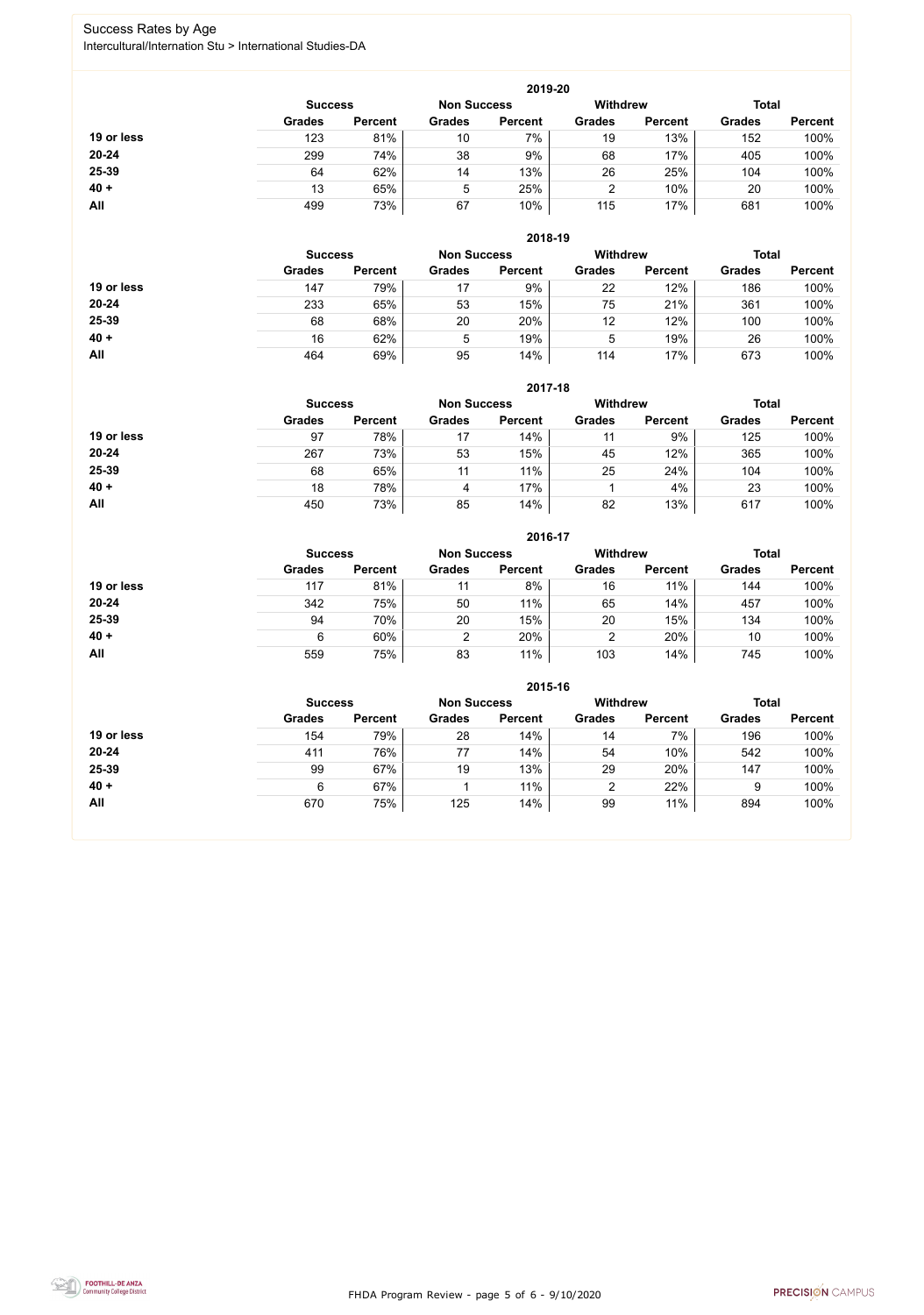# Success Rates by Age

Intercultural/Internation Stu > International Studies-DA

## 2019-20

| | Success | | Non Success | | Withdrew | | Total | |
|---|---|---|---|---|---|---|---|---|
| | Grades | Percent | Grades | Percent | Grades | Percent | Grades | Percent |
| 19 or less | 123 | 81% | 10 | 7% | 19 | 13% | 152 | 100% |
| 20-24 | 299 | 74% | 38 | 9% | 68 | 17% | 405 | 100% |
| 25-39 | 64 | 62% | 14 | 13% | 26 | 25% | 104 | 100% |
| 40 + | 13 | 65% | 5 | 25% | 2 | 10% | 20 | 100% |
| All | 499 | 73% | 67 | 10% | 115 | 17% | 681 | 100% |

## 2018-19

| | Success | | Non Success | | Withdrew | | Total | |
|---|---|---|---|---|---|---|---|---|
| | Grades | Percent | Grades | Percent | Grades | Percent | Grades | Percent |
| 19 or less | 147 | 79% | 17 | 9% | 22 | 12% | 186 | 100% |
| 20-24 | 233 | 65% | 53 | 15% | 75 | 21% | 361 | 100% |
| 25-39 | 68 | 68% | 20 | 20% | 12 | 12% | 100 | 100% |
| 40 + | 16 | 62% | 5 | 19% | 5 | 19% | 26 | 100% |
| All | 464 | 69% | 95 | 14% | 114 | 17% | 673 | 100% |

## 2017-18

| | Success | | Non Success | | Withdrew | | Total | |
|---|---|---|---|---|---|---|---|---|
| | Grades | Percent | Grades | Percent | Grades | Percent | Grades | Percent |
| 19 or less | 97 | 78% | 17 | 14% | 11 | 9% | 125 | 100% |
| 20-24 | 267 | 73% | 53 | 15% | 45 | 12% | 365 | 100% |
| 25-39 | 68 | 65% | 11 | 11% | 25 | 24% | 104 | 100% |
| 40 + | 18 | 78% | 4 | 17% | 1 | 4% | 23 | 100% |
| All | 450 | 73% | 85 | 14% | 82 | 13% | 617 | 100% |

## 2016-17

| | Success | | Non Success | | Withdrew | | Total | |
|---|---|---|---|---|---|---|---|---|
| | Grades | Percent | Grades | Percent | Grades | Percent | Grades | Percent |
| 19 or less | 117 | 81% | 11 | 8% | 16 | 11% | 144 | 100% |
| 20-24 | 342 | 75% | 50 | 11% | 65 | 14% | 457 | 100% |
| 25-39 | 94 | 70% | 20 | 15% | 20 | 15% | 134 | 100% |
| 40 + | 6 | 60% | 2 | 20% | 2 | 20% | 10 | 100% |
| All | 559 | 75% | 83 | 11% | 103 | 14% | 745 | 100% |

## 2015-16

| | Success | | Non Success | | Withdrew | | Total | |
|---|---|---|---|---|---|---|---|---|
| | Grades | Percent | Grades | Percent | Grades | Percent | Grades | Percent |
| 19 or less | 154 | 79% | 28 | 14% | 14 | 7% | 196 | 100% |
| 20-24 | 411 | 76% | 77 | 14% | 54 | 10% | 542 | 100% |
| 25-39 | 99 | 67% | 19 | 13% | 29 | 20% | 147 | 100% |
| 40 + | 6 | 67% | 1 | 11% | 2 | 22% | 9 | 100% |
| All | 670 | 75% | 125 | 14% | 99 | 11% | 894 | 100% |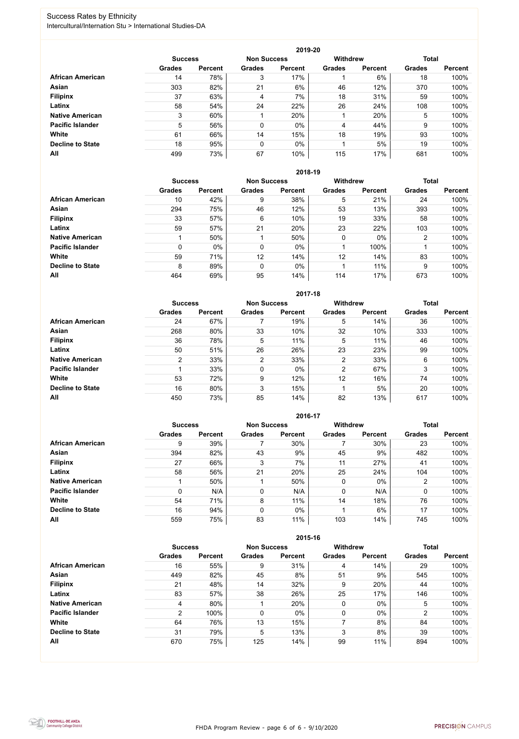# Success Rates by Ethnicity

Intercultural/Internation Stu > International Studies-DA

### 2019-20

| | Success | | Non Success | | Withdrew | | Total | |
|---|---|---|---|---|---|---|---|---|
| | Grades | Percent | Grades | Percent | Grades | Percent | Grades | Percent |
| **African American** | 14 | 78% | 3 | 17% | 1 | 6% | 18 | 100% |
| **Asian** | 303 | 82% | 21 | 6% | 46 | 12% | 370 | 100% |
| **Filipinx** | 37 | 63% | 4 | 7% | 18 | 31% | 59 | 100% |
| **Latinx** | 58 | 54% | 24 | 22% | 26 | 24% | 108 | 100% |
| **Native American** | 3 | 60% | 1 | 20% | 1 | 20% | 5 | 100% |
| **Pacific Islander** | 5 | 56% | 0 | 0% | 4 | 44% | 9 | 100% |
| **White** | 61 | 66% | 14 | 15% | 18 | 19% | 93 | 100% |
| **Decline to State** | 18 | 95% | 0 | 0% | 1 | 5% | 19 | 100% |
| **All** | 499 | 73% | 67 | 10% | 115 | 17% | 681 | 100% |

### 2018-19

| | Success | | Non Success | | Withdrew | | Total | |
|---|---|---|---|---|---|---|---|---|
| | Grades | Percent | Grades | Percent | Grades | Percent | Grades | Percent |
| **African American** | 10 | 42% | 9 | 38% | 5 | 21% | 24 | 100% |
| **Asian** | 294 | 75% | 46 | 12% | 53 | 13% | 393 | 100% |
| **Filipinx** | 33 | 57% | 6 | 10% | 19 | 33% | 58 | 100% |
| **Latinx** | 59 | 57% | 21 | 20% | 23 | 22% | 103 | 100% |
| **Native American** | 1 | 50% | 1 | 50% | 0 | 0% | 2 | 100% |
| **Pacific Islander** | 0 | 0% | 0 | 0% | 1 | 100% | 1 | 100% |
| **White** | 59 | 71% | 12 | 14% | 12 | 14% | 83 | 100% |
| **Decline to State** | 8 | 89% | 0 | 0% | 1 | 11% | 9 | 100% |
| **All** | 464 | 69% | 95 | 14% | 114 | 17% | 673 | 100% |

### 2017-18

| | Success | | Non Success | | Withdrew | | Total | |
|---|---|---|---|---|---|---|---|---|
| | Grades | Percent | Grades | Percent | Grades | Percent | Grades | Percent |
| **African American** | 24 | 67% | 7 | 19% | 5 | 14% | 36 | 100% |
| **Asian** | 268 | 80% | 33 | 10% | 32 | 10% | 333 | 100% |
| **Filipinx** | 36 | 78% | 5 | 11% | 5 | 11% | 46 | 100% |
| **Latinx** | 50 | 51% | 26 | 26% | 23 | 23% | 99 | 100% |
| **Native American** | 2 | 33% | 2 | 33% | 2 | 33% | 6 | 100% |
| **Pacific Islander** | 1 | 33% | 0 | 0% | 2 | 67% | 3 | 100% |
| **White** | 53 | 72% | 9 | 12% | 12 | 16% | 74 | 100% |
| **Decline to State** | 16 | 80% | 3 | 15% | 1 | 5% | 20 | 100% |
| **All** | 450 | 73% | 85 | 14% | 82 | 13% | 617 | 100% |

### 2016-17

| | Success | | Non Success | | Withdrew | | Total | |
|---|---|---|---|---|---|---|---|---|
| | Grades | Percent | Grades | Percent | Grades | Percent | Grades | Percent |
| **African American** | 9 | 39% | 7 | 30% | 7 | 30% | 23 | 100% |
| **Asian** | 394 | 82% | 43 | 9% | 45 | 9% | 482 | 100% |
| **Filipinx** | 27 | 66% | 3 | 7% | 11 | 27% | 41 | 100% |
| **Latinx** | 58 | 56% | 21 | 20% | 25 | 24% | 104 | 100% |
| **Native American** | 1 | 50% | 1 | 50% | 0 | 0% | 2 | 100% |
| **Pacific Islander** | 0 | N/A | 0 | N/A | 0 | N/A | 0 | 100% |
| **White** | 54 | 71% | 8 | 11% | 14 | 18% | 76 | 100% |
| **Decline to State** | 16 | 94% | 0 | 0% | 1 | 6% | 17 | 100% |
| **All** | 559 | 75% | 83 | 11% | 103 | 14% | 745 | 100% |

### 2015-16

| | Success | | Non Success | | Withdrew | | Total | |
|---|---|---|---|---|---|---|---|---|
| | Grades | Percent | Grades | Percent | Grades | Percent | Grades | Percent |
| **African American** | 16 | 55% | 9 | 31% | 4 | 14% | 29 | 100% |
| **Asian** | 449 | 82% | 45 | 8% | 51 | 9% | 545 | 100% |
| **Filipinx** | 21 | 48% | 14 | 32% | 9 | 20% | 44 | 100% |
| **Latinx** | 83 | 57% | 38 | 26% | 25 | 17% | 146 | 100% |
| **Native American** | 4 | 80% | 1 | 20% | 0 | 0% | 5 | 100% |
| **Pacific Islander** | 2 | 100% | 0 | 0% | 0 | 0% | 2 | 100% |
| **White** | 64 | 76% | 13 | 15% | 7 | 8% | 84 | 100% |
| **Decline to State** | 31 | 79% | 5 | 13% | 3 | 8% | 39 | 100% |
| **All** | 670 | 75% | 125 | 14% | 99 | 11% | 894 | 100% |